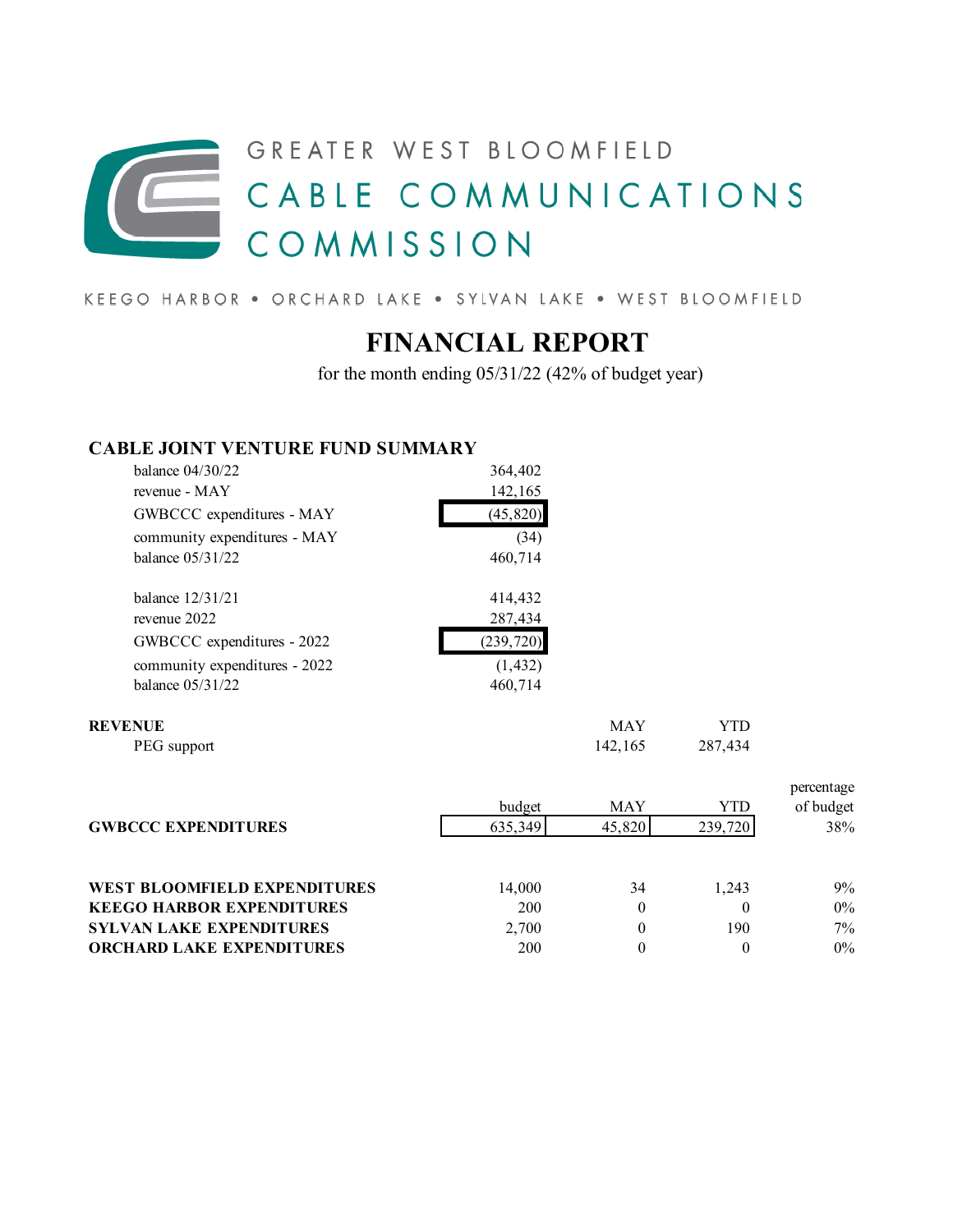GREATER WEST BLOOMFIELD

CABLE COMMUNICATIONS COMMISSION

KEEGO HARBOR • ORCHARD LAKE • SYLVAN LAKE • WEST BLOOMFIELD

# FINANCIAL REPORT

for the month ending 05/31/22 (42% of budget year)

## CABLE JOINT VENTURE FUND SUMMARY

| | |
|---|---|
| balance 04/30/22 | 364,402 |
| revenue - MAY | 142,165 |
| GWBCCC expenditures - MAY | (45,820) |
| community expenditures - MAY | (34) |
| balance 05/31/22 | 460,714 |
| | |
| balance 12/31/21 | 414,432 |
| revenue 2022 | 287,434 |
| GWBCCC expenditures - 2022 | (239,720) |
| community expenditures - 2022 | (1,432) |
| balance 05/31/22 | 460,714 |

| **REVENUE** | MAY | YTD |
|---|---|---|
| PEG support | 142,165 | 287,434 |

| | budget | MAY | YTD | percentage of budget |
|---|---|---|---|---|
| **GWBCCC EXPENDITURES** | 635,349 | 45,820 | 239,720 | 38% |
| | | | | |
| **WEST BLOOMFIELD EXPENDITURES** | 14,000 | 34 | 1,243 | 9% |
| **KEEGO HARBOR EXPENDITURES** | 200 | 0 | 0 | 0% |
| **SYLVAN LAKE EXPENDITURES** | 2,700 | 0 | 190 | 7% |
| **ORCHARD LAKE EXPENDITURES** | 200 | 0 | 0 | 0% |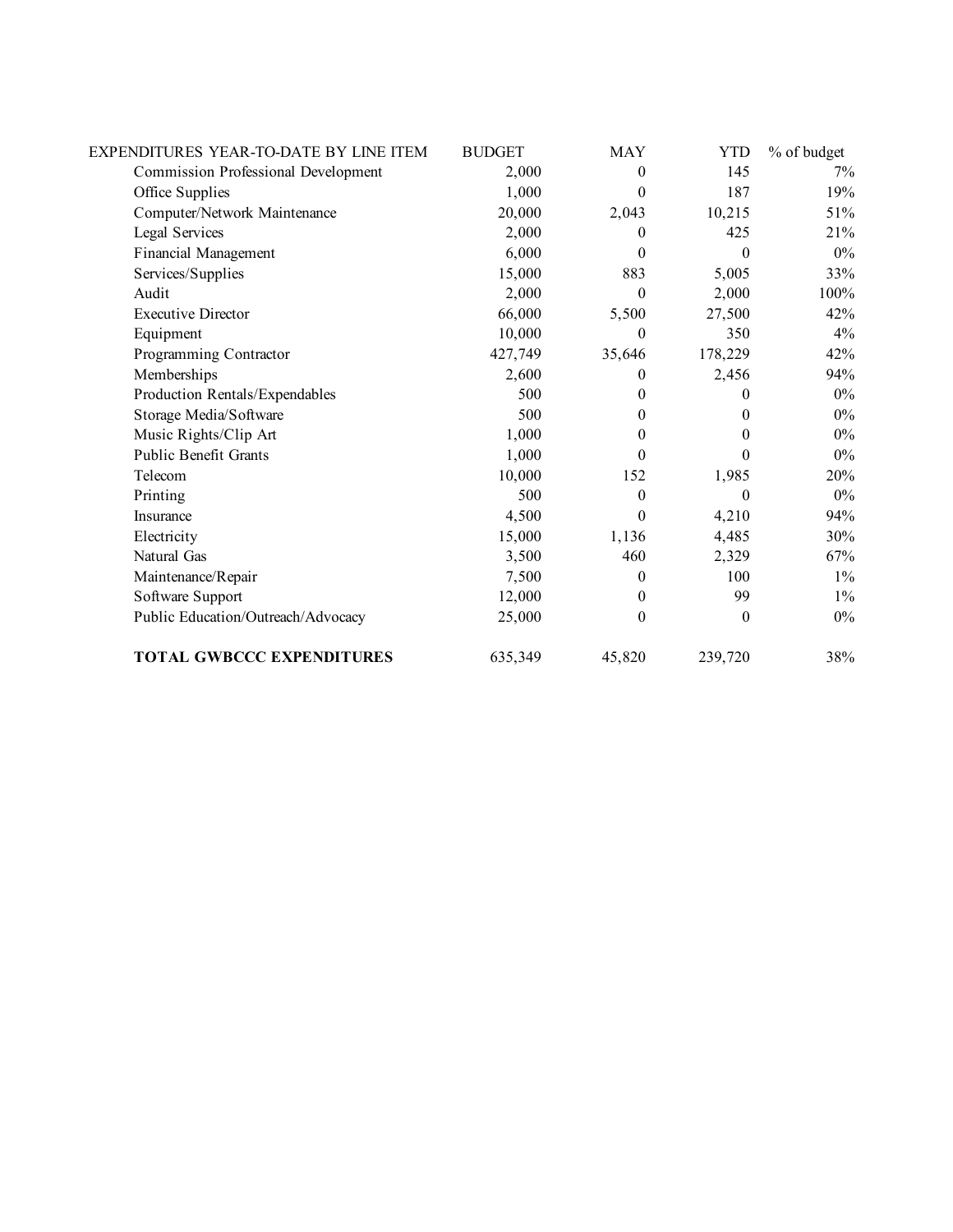| EXPENDITURES YEAR-TO-DATE BY LINE ITEM | BUDGET | MAY | YTD | % of budget |
|---|---|---|---|---|
| Commission Professional Development | 2,000 | 0 | 145 | 7% |
| Office Supplies | 1,000 | 0 | 187 | 19% |
| Computer/Network Maintenance | 20,000 | 2,043 | 10,215 | 51% |
| Legal Services | 2,000 | 0 | 425 | 21% |
| Financial Management | 6,000 | 0 | 0 | 0% |
| Services/Supplies | 15,000 | 883 | 5,005 | 33% |
| Audit | 2,000 | 0 | 2,000 | 100% |
| Executive Director | 66,000 | 5,500 | 27,500 | 42% |
| Equipment | 10,000 | 0 | 350 | 4% |
| Programming Contractor | 427,749 | 35,646 | 178,229 | 42% |
| Memberships | 2,600 | 0 | 2,456 | 94% |
| Production Rentals/Expendables | 500 | 0 | 0 | 0% |
| Storage Media/Software | 500 | 0 | 0 | 0% |
| Music Rights/Clip Art | 1,000 | 0 | 0 | 0% |
| Public Benefit Grants | 1,000 | 0 | 0 | 0% |
| Telecom | 10,000 | 152 | 1,985 | 20% |
| Printing | 500 | 0 | 0 | 0% |
| Insurance | 4,500 | 0 | 4,210 | 94% |
| Electricity | 15,000 | 1,136 | 4,485 | 30% |
| Natural Gas | 3,500 | 460 | 2,329 | 67% |
| Maintenance/Repair | 7,500 | 0 | 100 | 1% |
| Software Support | 12,000 | 0 | 99 | 1% |
| Public Education/Outreach/Advocacy | 25,000 | 0 | 0 | 0% |
| **TOTAL GWBCCC EXPENDITURES** | 635,349 | 45,820 | 239,720 | 38% |